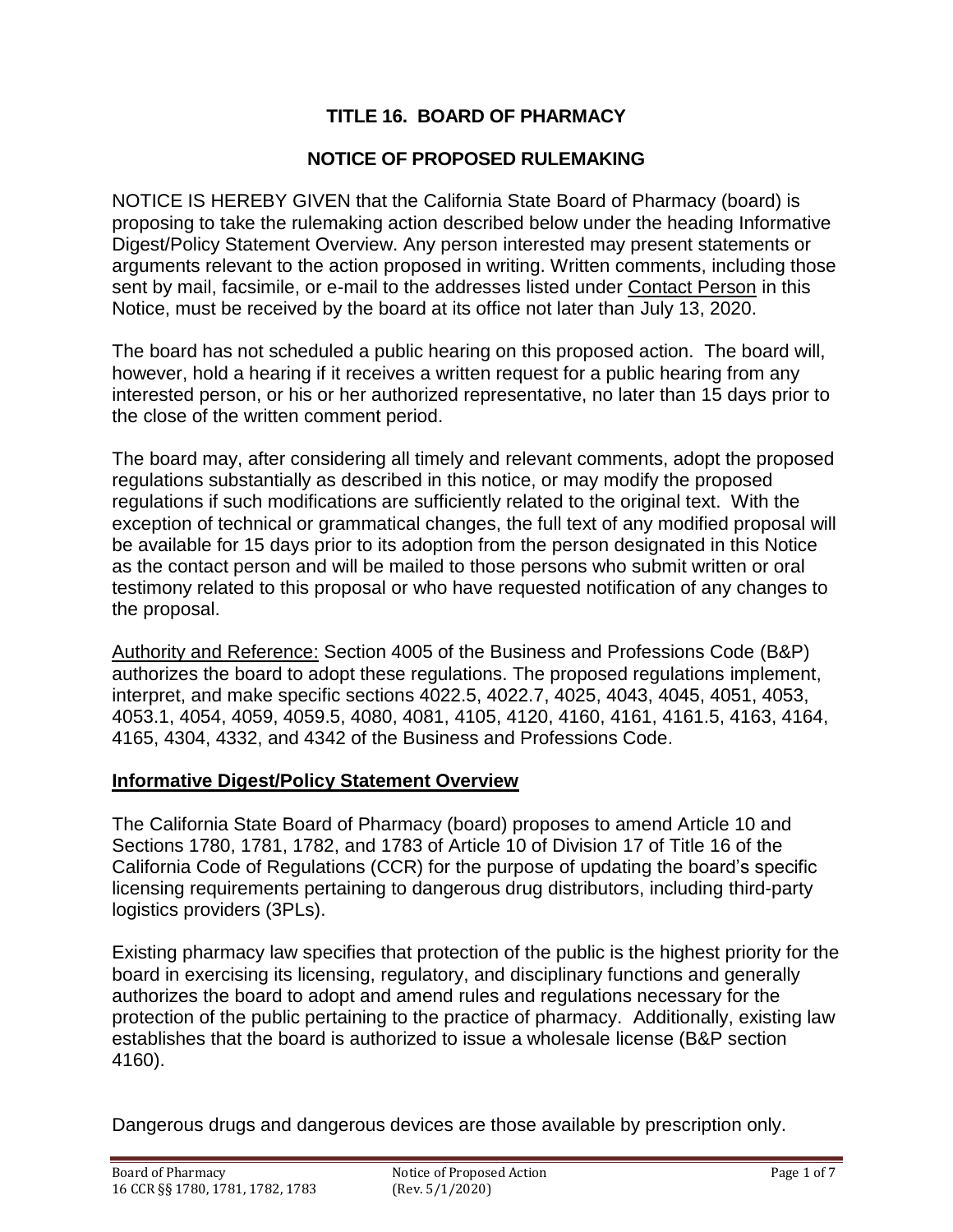# TITLE 16. BOARD OF PHARMACY

## NOTICE OF PROPOSED RULEMAKING

NOTICE IS HEREBY GIVEN that the California State Board of Pharmacy (board) is proposing to take the rulemaking action described below under the heading Informative Digest/Policy Statement Overview. Any person interested may present statements or arguments relevant to the action proposed in writing. Written comments, including those sent by mail, facsimile, or e-mail to the addresses listed under Contact Person in this Notice, must be received by the board at its office not later than July 13, 2020.

The board has not scheduled a public hearing on this proposed action. The board will, however, hold a hearing if it receives a written request for a public hearing from any interested person, or his or her authorized representative, no later than 15 days prior to the close of the written comment period.

The board may, after considering all timely and relevant comments, adopt the proposed regulations substantially as described in this notice, or may modify the proposed regulations if such modifications are sufficiently related to the original text. With the exception of technical or grammatical changes, the full text of any modified proposal will be available for 15 days prior to its adoption from the person designated in this Notice as the contact person and will be mailed to those persons who submit written or oral testimony related to this proposal or who have requested notification of any changes to the proposal.

Authority and Reference: Section 4005 of the Business and Professions Code (B&P) authorizes the board to adopt these regulations. The proposed regulations implement, interpret, and make specific sections 4022.5, 4022.7, 4025, 4043, 4045, 4051, 4053, 4053.1, 4054, 4059, 4059.5, 4080, 4081, 4105, 4120, 4160, 4161, 4161.5, 4163, 4164, 4165, 4304, 4332, and 4342 of the Business and Professions Code.

**Informative Digest/Policy Statement Overview**

The California State Board of Pharmacy (board) proposes to amend Article 10 and Sections 1780, 1781, 1782, and 1783 of Article 10 of Division 17 of Title 16 of the California Code of Regulations (CCR) for the purpose of updating the board's specific licensing requirements pertaining to dangerous drug distributors, including third-party logistics providers (3PLs).

Existing pharmacy law specifies that protection of the public is the highest priority for the board in exercising its licensing, regulatory, and disciplinary functions and generally authorizes the board to adopt and amend rules and regulations necessary for the protection of the public pertaining to the practice of pharmacy. Additionally, existing law establishes that the board is authorized to issue a wholesale license (B&P section 4160).

Dangerous drugs and dangerous devices are those available by prescription only.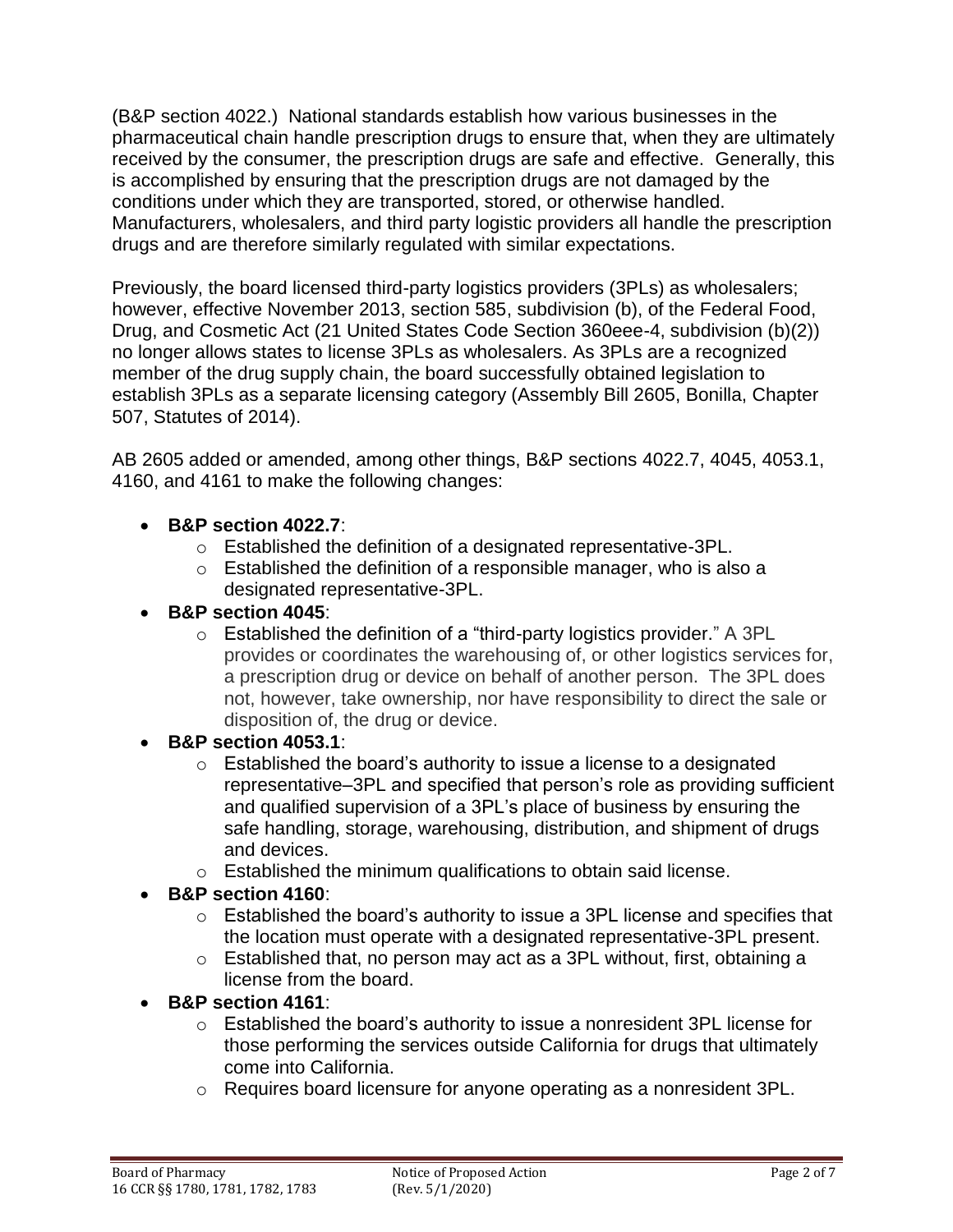(B&P section 4022.) National standards establish how various businesses in the pharmaceutical chain handle prescription drugs to ensure that, when they are ultimately received by the consumer, the prescription drugs are safe and effective. Generally, this is accomplished by ensuring that the prescription drugs are not damaged by the conditions under which they are transported, stored, or otherwise handled. Manufacturers, wholesalers, and third party logistic providers all handle the prescription drugs and are therefore similarly regulated with similar expectations.

Previously, the board licensed third-party logistics providers (3PLs) as wholesalers; however, effective November 2013, section 585, subdivision (b), of the Federal Food, Drug, and Cosmetic Act (21 United States Code Section 360eee-4, subdivision (b)(2)) no longer allows states to license 3PLs as wholesalers. As 3PLs are a recognized member of the drug supply chain, the board successfully obtained legislation to establish 3PLs as a separate licensing category (Assembly Bill 2605, Bonilla, Chapter 507, Statutes of 2014).

AB 2605 added or amended, among other things, B&P sections 4022.7, 4045, 4053.1, 4160, and 4161 to make the following changes:

- **B&P section 4022.7**:
  - Established the definition of a designated representative-3PL.
  - Established the definition of a responsible manager, who is also a designated representative-3PL.
- **B&P section 4045**:
  - Established the definition of a "third-party logistics provider." A 3PL provides or coordinates the warehousing of, or other logistics services for, a prescription drug or device on behalf of another person. The 3PL does not, however, take ownership, nor have responsibility to direct the sale or disposition of, the drug or device.
- **B&P section 4053.1**:
  - Established the board's authority to issue a license to a designated representative–3PL and specified that person's role as providing sufficient and qualified supervision of a 3PL's place of business by ensuring the safe handling, storage, warehousing, distribution, and shipment of drugs and devices.
  - Established the minimum qualifications to obtain said license.
- **B&P section 4160**:
  - Established the board's authority to issue a 3PL license and specifies that the location must operate with a designated representative-3PL present.
  - Established that, no person may act as a 3PL without, first, obtaining a license from the board.
- **B&P section 4161**:
  - Established the board's authority to issue a nonresident 3PL license for those performing the services outside California for drugs that ultimately come into California.
  - Requires board licensure for anyone operating as a nonresident 3PL.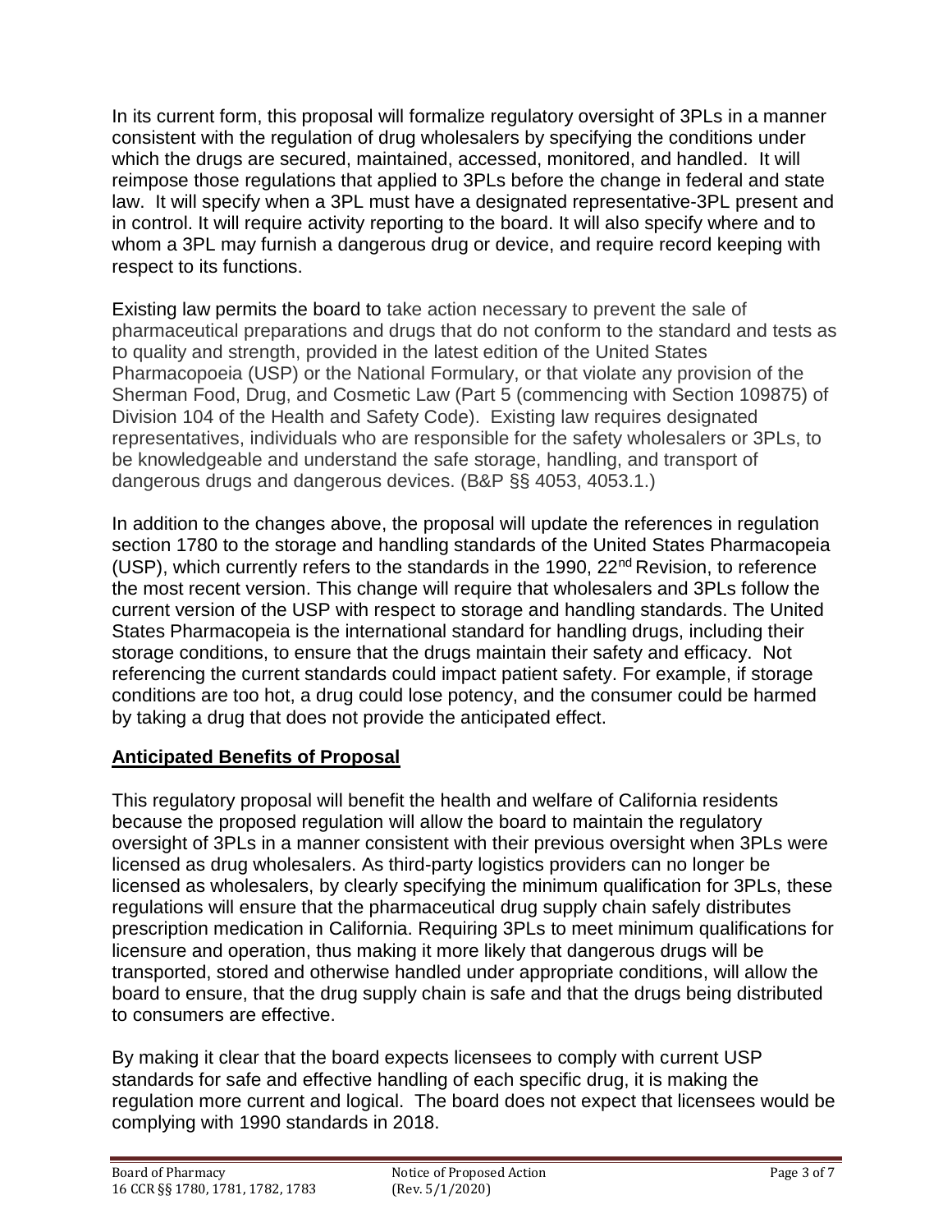In its current form, this proposal will formalize regulatory oversight of 3PLs in a manner consistent with the regulation of drug wholesalers by specifying the conditions under which the drugs are secured, maintained, accessed, monitored, and handled. It will reimpose those regulations that applied to 3PLs before the change in federal and state law. It will specify when a 3PL must have a designated representative-3PL present and in control. It will require activity reporting to the board. It will also specify where and to whom a 3PL may furnish a dangerous drug or device, and require record keeping with respect to its functions.

Existing law permits the board to take action necessary to prevent the sale of pharmaceutical preparations and drugs that do not conform to the standard and tests as to quality and strength, provided in the latest edition of the United States Pharmacopoeia (USP) or the National Formulary, or that violate any provision of the Sherman Food, Drug, and Cosmetic Law (Part 5 (commencing with Section 109875) of Division 104 of the Health and Safety Code). Existing law requires designated representatives, individuals who are responsible for the safety wholesalers or 3PLs, to be knowledgeable and understand the safe storage, handling, and transport of dangerous drugs and dangerous devices. (B&P §§ 4053, 4053.1.)

In addition to the changes above, the proposal will update the references in regulation section 1780 to the storage and handling standards of the United States Pharmacopeia (USP), which currently refers to the standards in the 1990, 22nd Revision, to reference the most recent version. This change will require that wholesalers and 3PLs follow the current version of the USP with respect to storage and handling standards. The United States Pharmacopeia is the international standard for handling drugs, including their storage conditions, to ensure that the drugs maintain their safety and efficacy. Not referencing the current standards could impact patient safety. For example, if storage conditions are too hot, a drug could lose potency, and the consumer could be harmed by taking a drug that does not provide the anticipated effect.

## Anticipated Benefits of Proposal

This regulatory proposal will benefit the health and welfare of California residents because the proposed regulation will allow the board to maintain the regulatory oversight of 3PLs in a manner consistent with their previous oversight when 3PLs were licensed as drug wholesalers. As third-party logistics providers can no longer be licensed as wholesalers, by clearly specifying the minimum qualification for 3PLs, these regulations will ensure that the pharmaceutical drug supply chain safely distributes prescription medication in California. Requiring 3PLs to meet minimum qualifications for licensure and operation, thus making it more likely that dangerous drugs will be transported, stored and otherwise handled under appropriate conditions, will allow the board to ensure, that the drug supply chain is safe and that the drugs being distributed to consumers are effective.

By making it clear that the board expects licensees to comply with current USP standards for safe and effective handling of each specific drug, it is making the regulation more current and logical. The board does not expect that licensees would be complying with 1990 standards in 2018.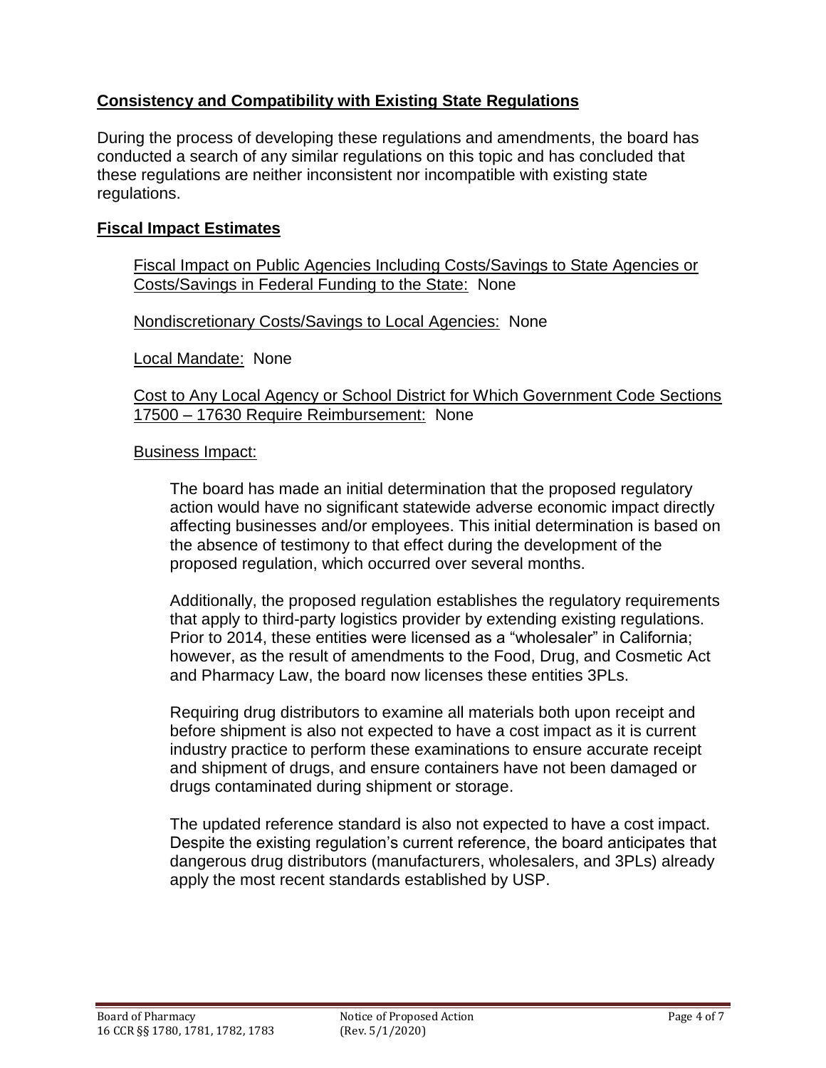## Consistency and Compatibility with Existing State Regulations

During the process of developing these regulations and amendments, the board has conducted a search of any similar regulations on this topic and has concluded that these regulations are neither inconsistent nor incompatible with existing state regulations.

## Fiscal Impact Estimates

Fiscal Impact on Public Agencies Including Costs/Savings to State Agencies or Costs/Savings in Federal Funding to the State: None

Nondiscretionary Costs/Savings to Local Agencies: None

Local Mandate: None

Cost to Any Local Agency or School District for Which Government Code Sections 17500 – 17630 Require Reimbursement: None

Business Impact:

The board has made an initial determination that the proposed regulatory action would have no significant statewide adverse economic impact directly affecting businesses and/or employees. This initial determination is based on the absence of testimony to that effect during the development of the proposed regulation, which occurred over several months.

Additionally, the proposed regulation establishes the regulatory requirements that apply to third-party logistics provider by extending existing regulations. Prior to 2014, these entities were licensed as a "wholesaler" in California; however, as the result of amendments to the Food, Drug, and Cosmetic Act and Pharmacy Law, the board now licenses these entities 3PLs.

Requiring drug distributors to examine all materials both upon receipt and before shipment is also not expected to have a cost impact as it is current industry practice to perform these examinations to ensure accurate receipt and shipment of drugs, and ensure containers have not been damaged or drugs contaminated during shipment or storage.

The updated reference standard is also not expected to have a cost impact. Despite the existing regulation's current reference, the board anticipates that dangerous drug distributors (manufacturers, wholesalers, and 3PLs) already apply the most recent standards established by USP.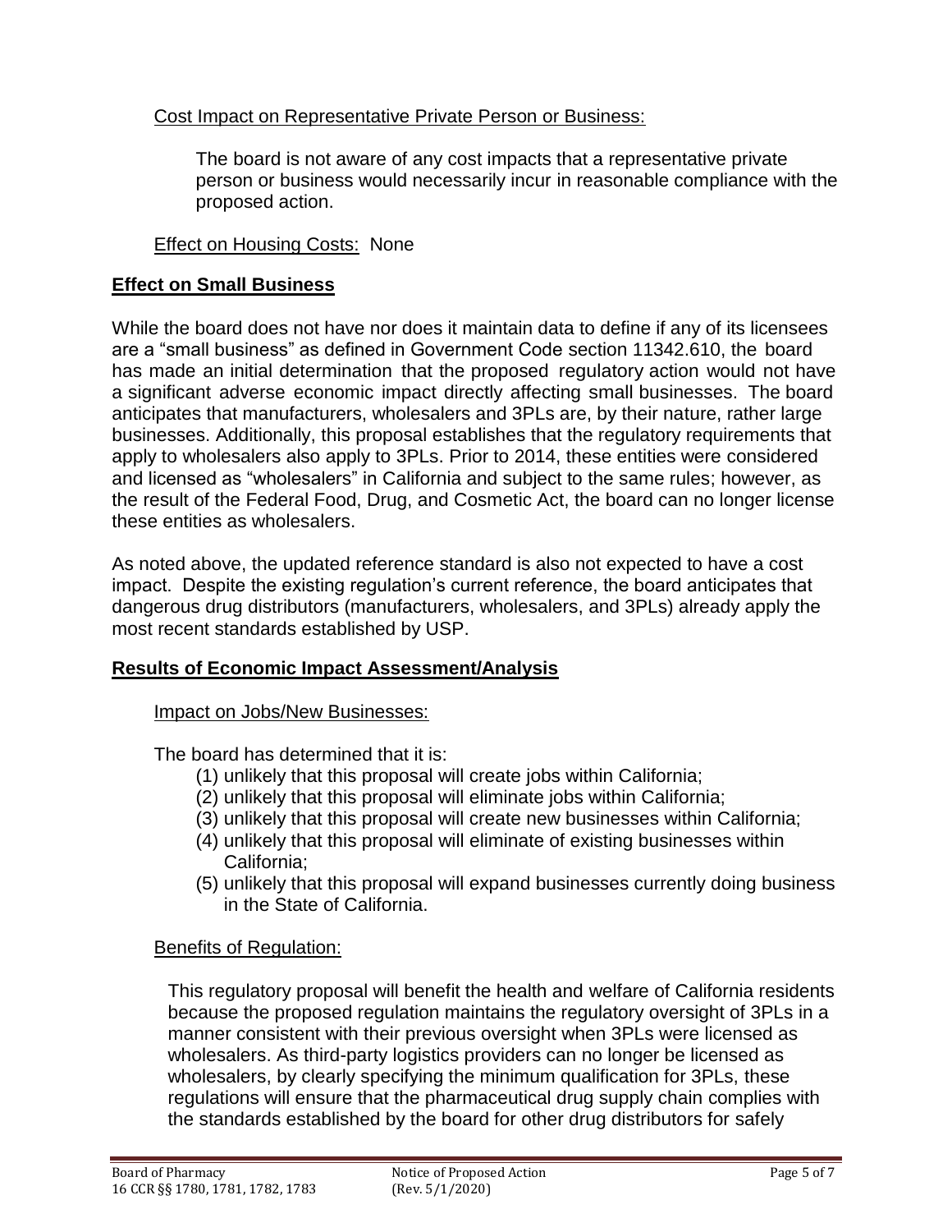Cost Impact on Representative Private Person or Business:

The board is not aware of any cost impacts that a representative private person or business would necessarily incur in reasonable compliance with the proposed action.

Effect on Housing Costs: None

## Effect on Small Business

While the board does not have nor does it maintain data to define if any of its licensees are a "small business" as defined in Government Code section 11342.610, the board has made an initial determination that the proposed regulatory action would not have a significant adverse economic impact directly affecting small businesses. The board anticipates that manufacturers, wholesalers and 3PLs are, by their nature, rather large businesses. Additionally, this proposal establishes that the regulatory requirements that apply to wholesalers also apply to 3PLs. Prior to 2014, these entities were considered and licensed as "wholesalers" in California and subject to the same rules; however, as the result of the Federal Food, Drug, and Cosmetic Act, the board can no longer license these entities as wholesalers.

As noted above, the updated reference standard is also not expected to have a cost impact. Despite the existing regulation's current reference, the board anticipates that dangerous drug distributors (manufacturers, wholesalers, and 3PLs) already apply the most recent standards established by USP.

## Results of Economic Impact Assessment/Analysis

Impact on Jobs/New Businesses:

The board has determined that it is:

(1) unlikely that this proposal will create jobs within California;
(2) unlikely that this proposal will eliminate jobs within California;
(3) unlikely that this proposal will create new businesses within California;
(4) unlikely that this proposal will eliminate of existing businesses within California;
(5) unlikely that this proposal will expand businesses currently doing business in the State of California.

Benefits of Regulation:

This regulatory proposal will benefit the health and welfare of California residents because the proposed regulation maintains the regulatory oversight of 3PLs in a manner consistent with their previous oversight when 3PLs were licensed as wholesalers. As third-party logistics providers can no longer be licensed as wholesalers, by clearly specifying the minimum qualification for 3PLs, these regulations will ensure that the pharmaceutical drug supply chain complies with the standards established by the board for other drug distributors for safely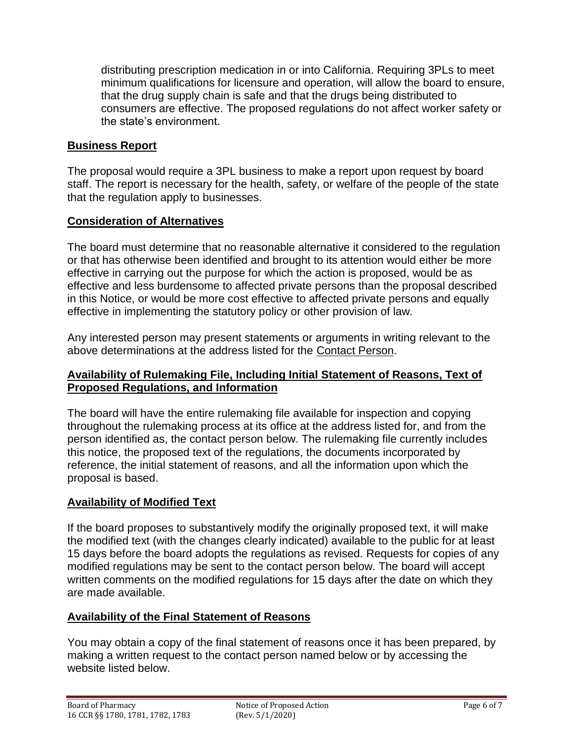distributing prescription medication in or into California. Requiring 3PLs to meet minimum qualifications for licensure and operation, will allow the board to ensure, that the drug supply chain is safe and that the drugs being distributed to consumers are effective. The proposed regulations do not affect worker safety or the state's environment.

## Business Report

The proposal would require a 3PL business to make a report upon request by board staff. The report is necessary for the health, safety, or welfare of the people of the state that the regulation apply to businesses.

## Consideration of Alternatives

The board must determine that no reasonable alternative it considered to the regulation or that has otherwise been identified and brought to its attention would either be more effective in carrying out the purpose for which the action is proposed, would be as effective and less burdensome to affected private persons than the proposal described in this Notice, or would be more cost effective to affected private persons and equally effective in implementing the statutory policy or other provision of law.

Any interested person may present statements or arguments in writing relevant to the above determinations at the address listed for the Contact Person.

## Availability of Rulemaking File, Including Initial Statement of Reasons, Text of Proposed Regulations, and Information

The board will have the entire rulemaking file available for inspection and copying throughout the rulemaking process at its office at the address listed for, and from the person identified as, the contact person below. The rulemaking file currently includes this notice, the proposed text of the regulations, the documents incorporated by reference, the initial statement of reasons, and all the information upon which the proposal is based.

## Availability of Modified Text

If the board proposes to substantively modify the originally proposed text, it will make the modified text (with the changes clearly indicated) available to the public for at least 15 days before the board adopts the regulations as revised. Requests for copies of any modified regulations may be sent to the contact person below. The board will accept written comments on the modified regulations for 15 days after the date on which they are made available.

## Availability of the Final Statement of Reasons

You may obtain a copy of the final statement of reasons once it has been prepared, by making a written request to the contact person named below or by accessing the website listed below.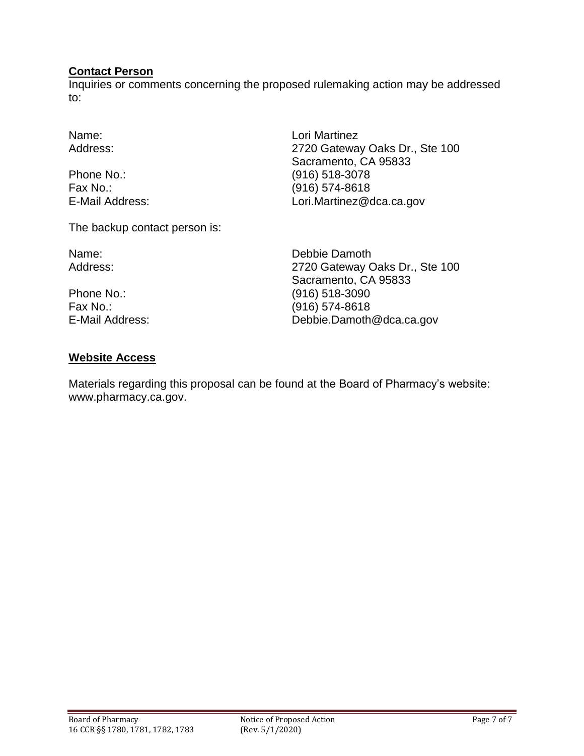## Contact Person

Inquiries or comments concerning the proposed rulemaking action may be addressed to:

| | |
|---|---|
| Name: | Lori Martinez |
| Address: | 2720 Gateway Oaks Dr., Ste 100<br>Sacramento, CA 95833 |
| Phone No.: | (916) 518-3078 |
| Fax No.: | (916) 574-8618 |
| E-Mail Address: | Lori.Martinez@dca.ca.gov |

The backup contact person is:

| | |
|---|---|
| Name: | Debbie Damoth |
| Address: | 2720 Gateway Oaks Dr., Ste 100<br>Sacramento, CA 95833 |
| Phone No.: | (916) 518-3090 |
| Fax No.: | (916) 574-8618 |
| E-Mail Address: | Debbie.Damoth@dca.ca.gov |

## Website Access

Materials regarding this proposal can be found at the Board of Pharmacy's website: www.pharmacy.ca.gov.